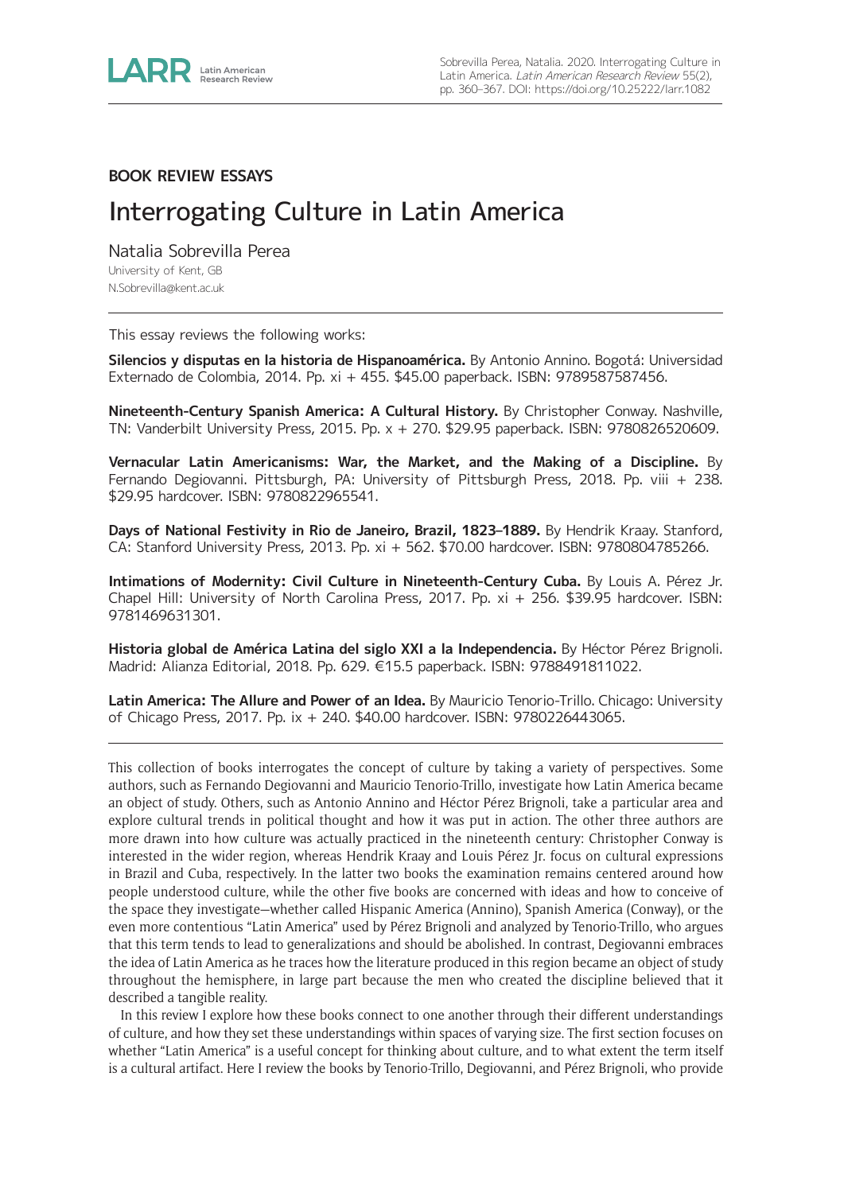## BOOK REVIEW ESSAYS

# Interrogating Culture in Latin America

Natalia Sobrevilla Perea
University of Kent, GB
N.Sobrevilla@kent.ac.uk

---

This essay reviews the following works:

**Silencios y disputas en la historia de Hispanoamérica.** By Antonio Annino. Bogotá: Universidad Externado de Colombia, 2014. Pp. xi + 455. $45.00 paperback. ISBN: 9789587587456.

**Nineteenth-Century Spanish America: A Cultural History.** By Christopher Conway. Nashville, TN: Vanderbilt University Press, 2015. Pp. x + 270. $29.95 paperback. ISBN: 9780826520609.

**Vernacular Latin Americanisms: War, the Market, and the Making of a Discipline.** By Fernando Degiovanni. Pittsburgh, PA: University of Pittsburgh Press, 2018. Pp. viii + 238. $29.95 hardcover. ISBN: 9780822965541.

**Days of National Festivity in Rio de Janeiro, Brazil, 1823–1889.** By Hendrik Kraay. Stanford, CA: Stanford University Press, 2013. Pp. xi + 562. $70.00 hardcover. ISBN: 9780804785266.

**Intimations of Modernity: Civil Culture in Nineteenth-Century Cuba.** By Louis A. Pérez Jr. Chapel Hill: University of North Carolina Press, 2017. Pp. xi + 256. $39.95 hardcover. ISBN: 9781469631301.

**Historia global de América Latina del siglo XXI a la Independencia.** By Héctor Pérez Brignoli. Madrid: Alianza Editorial, 2018. Pp. 629. €15.5 paperback. ISBN: 9788491811022.

**Latin America: The Allure and Power of an Idea.** By Mauricio Tenorio-Trillo. Chicago: University of Chicago Press, 2017. Pp. ix + 240. $40.00 hardcover. ISBN: 9780226443065.

---

This collection of books interrogates the concept of culture by taking a variety of perspectives. Some authors, such as Fernando Degiovanni and Mauricio Tenorio-Trillo, investigate how Latin America became an object of study. Others, such as Antonio Annino and Héctor Pérez Brignoli, take a particular area and explore cultural trends in political thought and how it was put in action. The other three authors are more drawn into how culture was actually practiced in the nineteenth century: Christopher Conway is interested in the wider region, whereas Hendrik Kraay and Louis Pérez Jr. focus on cultural expressions in Brazil and Cuba, respectively. In the latter two books the examination remains centered around how people understood culture, while the other five books are concerned with ideas and how to conceive of the space they investigate—whether called Hispanic America (Annino), Spanish America (Conway), or the even more contentious "Latin America" used by Pérez Brignoli and analyzed by Tenorio-Trillo, who argues that this term tends to lead to generalizations and should be abolished. In contrast, Degiovanni embraces the idea of Latin America as he traces how the literature produced in this region became an object of study throughout the hemisphere, in large part because the men who created the discipline believed that it described a tangible reality.

In this review I explore how these books connect to one another through their different understandings of culture, and how they set these understandings within spaces of varying size. The first section focuses on whether "Latin America" is a useful concept for thinking about culture, and to what extent the term itself is a cultural artifact. Here I review the books by Tenorio-Trillo, Degiovanni, and Pérez Brignoli, who provide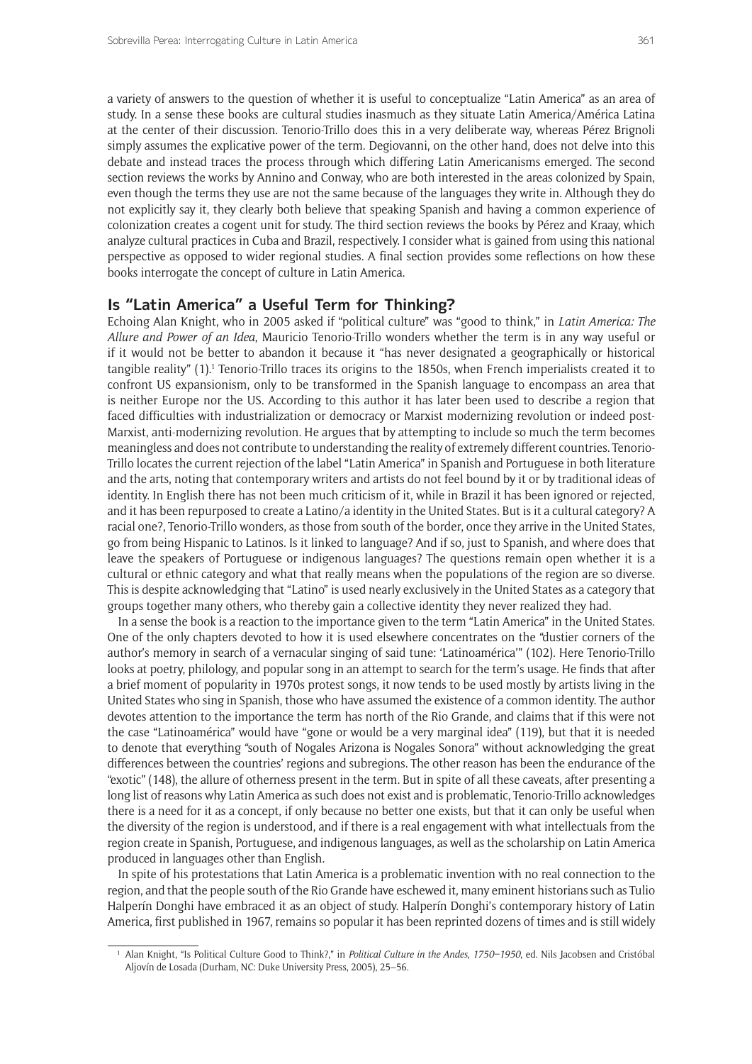a variety of answers to the question of whether it is useful to conceptualize "Latin America" as an area of study. In a sense these books are cultural studies inasmuch as they situate Latin America/América Latina at the center of their discussion. Tenorio-Trillo does this in a very deliberate way, whereas Pérez Brignoli simply assumes the explicative power of the term. Degiovanni, on the other hand, does not delve into this debate and instead traces the process through which differing Latin Americanisms emerged. The second section reviews the works by Annino and Conway, who are both interested in the areas colonized by Spain, even though the terms they use are not the same because of the languages they write in. Although they do not explicitly say it, they clearly both believe that speaking Spanish and having a common experience of colonization creates a cogent unit for study. The third section reviews the books by Pérez and Kraay, which analyze cultural practices in Cuba and Brazil, respectively. I consider what is gained from using this national perspective as opposed to wider regional studies. A final section provides some reflections on how these books interrogate the concept of culture in Latin America.

## Is "Latin America" a Useful Term for Thinking?

Echoing Alan Knight, who in 2005 asked if "political culture" was "good to think," in *Latin America: The Allure and Power of an Idea*, Mauricio Tenorio-Trillo wonders whether the term is in any way useful or if it would not be better to abandon it because it "has never designated a geographically or historical tangible reality" (1).[1] Tenorio-Trillo traces its origins to the 1850s, when French imperialists created it to confront US expansionism, only to be transformed in the Spanish language to encompass an area that is neither Europe nor the US. According to this author it has later been used to describe a region that faced difficulties with industrialization or democracy or Marxist modernizing revolution or indeed post-Marxist, anti-modernizing revolution. He argues that by attempting to include so much the term becomes meaningless and does not contribute to understanding the reality of extremely different countries. Tenorio-Trillo locates the current rejection of the label "Latin America" in Spanish and Portuguese in both literature and the arts, noting that contemporary writers and artists do not feel bound by it or by traditional ideas of identity. In English there has not been much criticism of it, while in Brazil it has been ignored or rejected, and it has been repurposed to create a Latino/a identity in the United States. But is it a cultural category? A racial one?, Tenorio-Trillo wonders, as those from south of the border, once they arrive in the United States, go from being Hispanic to Latinos. Is it linked to language? And if so, just to Spanish, and where does that leave the speakers of Portuguese or indigenous languages? The questions remain open whether it is a cultural or ethnic category and what that really means when the populations of the region are so diverse. This is despite acknowledging that "Latino" is used nearly exclusively in the United States as a category that groups together many others, who thereby gain a collective identity they never realized they had.

In a sense the book is a reaction to the importance given to the term "Latin America" in the United States. One of the only chapters devoted to how it is used elsewhere concentrates on the "dustier corners of the author's memory in search of a vernacular singing of said tune: 'Latinoamérica'" (102). Here Tenorio-Trillo looks at poetry, philology, and popular song in an attempt to search for the term's usage. He finds that after a brief moment of popularity in 1970s protest songs, it now tends to be used mostly by artists living in the United States who sing in Spanish, those who have assumed the existence of a common identity. The author devotes attention to the importance the term has north of the Rio Grande, and claims that if this were not the case "Latinoamérica" would have "gone or would be a very marginal idea" (119), but that it is needed to denote that everything "south of Nogales Arizona is Nogales Sonora" without acknowledging the great differences between the countries' regions and subregions. The other reason has been the endurance of the "exotic" (148), the allure of otherness present in the term. But in spite of all these caveats, after presenting a long list of reasons why Latin America as such does not exist and is problematic, Tenorio-Trillo acknowledges there is a need for it as a concept, if only because no better one exists, but that it can only be useful when the diversity of the region is understood, and if there is a real engagement with what intellectuals from the region create in Spanish, Portuguese, and indigenous languages, as well as the scholarship on Latin America produced in languages other than English.

In spite of his protestations that Latin America is a problematic invention with no real connection to the region, and that the people south of the Rio Grande have eschewed it, many eminent historians such as Tulio Halperín Donghi have embraced it as an object of study. Halperín Donghi's contemporary history of Latin America, first published in 1967, remains so popular it has been reprinted dozens of times and is still widely

[1] Alan Knight, "Is Political Culture Good to Think?," in *Political Culture in the Andes, 1750–1950*, ed. Nils Jacobsen and Cristóbal Aljovín de Losada (Durham, NC: Duke University Press, 2005), 25–56.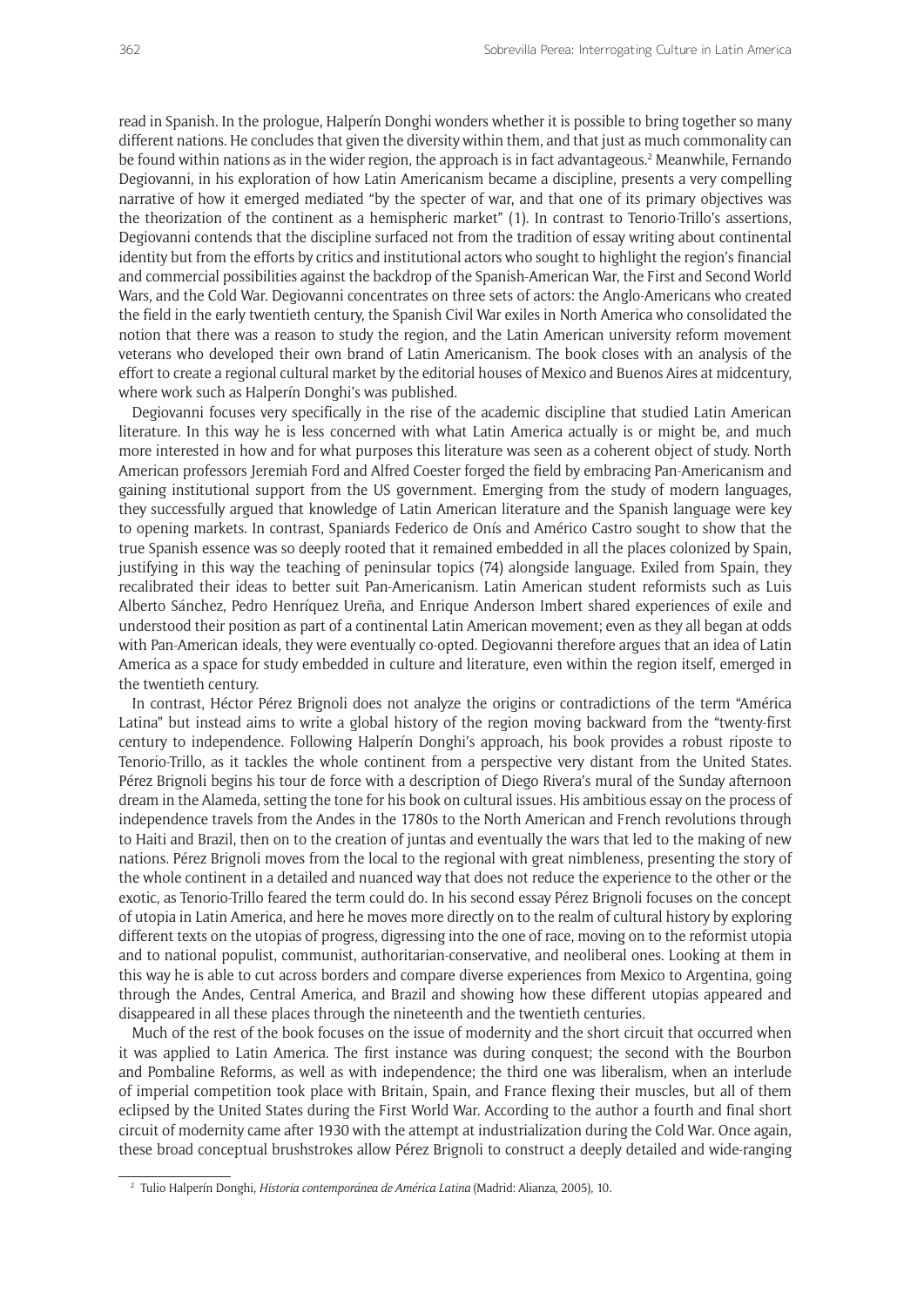read in Spanish. In the prologue, Halperín Donghi wonders whether it is possible to bring together so many different nations. He concludes that given the diversity within them, and that just as much commonality can be found within nations as in the wider region, the approach is in fact advantageous.[2] Meanwhile, Fernando Degiovanni, in his exploration of how Latin Americanism became a discipline, presents a very compelling narrative of how it emerged mediated "by the specter of war, and that one of its primary objectives was the theorization of the continent as a hemispheric market" (1). In contrast to Tenorio-Trillo's assertions, Degiovanni contends that the discipline surfaced not from the tradition of essay writing about continental identity but from the efforts by critics and institutional actors who sought to highlight the region's financial and commercial possibilities against the backdrop of the Spanish-American War, the First and Second World Wars, and the Cold War. Degiovanni concentrates on three sets of actors: the Anglo-Americans who created the field in the early twentieth century, the Spanish Civil War exiles in North America who consolidated the notion that there was a reason to study the region, and the Latin American university reform movement veterans who developed their own brand of Latin Americanism. The book closes with an analysis of the effort to create a regional cultural market by the editorial houses of Mexico and Buenos Aires at midcentury, where work such as Halperín Donghi's was published.

Degiovanni focuses very specifically in the rise of the academic discipline that studied Latin American literature. In this way he is less concerned with what Latin America actually is or might be, and much more interested in how and for what purposes this literature was seen as a coherent object of study. North American professors Jeremiah Ford and Alfred Coester forged the field by embracing Pan-Americanism and gaining institutional support from the US government. Emerging from the study of modern languages, they successfully argued that knowledge of Latin American literature and the Spanish language were key to opening markets. In contrast, Spaniards Federico de Onís and Américo Castro sought to show that the true Spanish essence was so deeply rooted that it remained embedded in all the places colonized by Spain, justifying in this way the teaching of peninsular topics (74) alongside language. Exiled from Spain, they recalibrated their ideas to better suit Pan-Americanism. Latin American student reformists such as Luis Alberto Sánchez, Pedro Henríquez Ureña, and Enrique Anderson Imbert shared experiences of exile and understood their position as part of a continental Latin American movement; even as they all began at odds with Pan-American ideals, they were eventually co-opted. Degiovanni therefore argues that an idea of Latin America as a space for study embedded in culture and literature, even within the region itself, emerged in the twentieth century.

In contrast, Héctor Pérez Brignoli does not analyze the origins or contradictions of the term "América Latina" but instead aims to write a global history of the region moving backward from the "twenty-first century to independence. Following Halperín Donghi's approach, his book provides a robust riposte to Tenorio-Trillo, as it tackles the whole continent from a perspective very distant from the United States. Pérez Brignoli begins his tour de force with a description of Diego Rivera's mural of the Sunday afternoon dream in the Alameda, setting the tone for his book on cultural issues. His ambitious essay on the process of independence travels from the Andes in the 1780s to the North American and French revolutions through to Haiti and Brazil, then on to the creation of juntas and eventually the wars that led to the making of new nations. Pérez Brignoli moves from the local to the regional with great nimbleness, presenting the story of the whole continent in a detailed and nuanced way that does not reduce the experience to the other or the exotic, as Tenorio-Trillo feared the term could do. In his second essay Pérez Brignoli focuses on the concept of utopia in Latin America, and here he moves more directly on to the realm of cultural history by exploring different texts on the utopias of progress, digressing into the one of race, moving on to the reformist utopia and to national populist, communist, authoritarian-conservative, and neoliberal ones. Looking at them in this way he is able to cut across borders and compare diverse experiences from Mexico to Argentina, going through the Andes, Central America, and Brazil and showing how these different utopias appeared and disappeared in all these places through the nineteenth and the twentieth centuries.

Much of the rest of the book focuses on the issue of modernity and the short circuit that occurred when it was applied to Latin America. The first instance was during conquest; the second with the Bourbon and Pombaline Reforms, as well as with independence; the third one was liberalism, when an interlude of imperial competition took place with Britain, Spain, and France flexing their muscles, but all of them eclipsed by the United States during the First World War. According to the author a fourth and final short circuit of modernity came after 1930 with the attempt at industrialization during the Cold War. Once again, these broad conceptual brushstrokes allow Pérez Brignoli to construct a deeply detailed and wide-ranging

[2] Tulio Halperín Donghi, *Historia contemporánea de América Latina* (Madrid: Alianza, 2005), 10.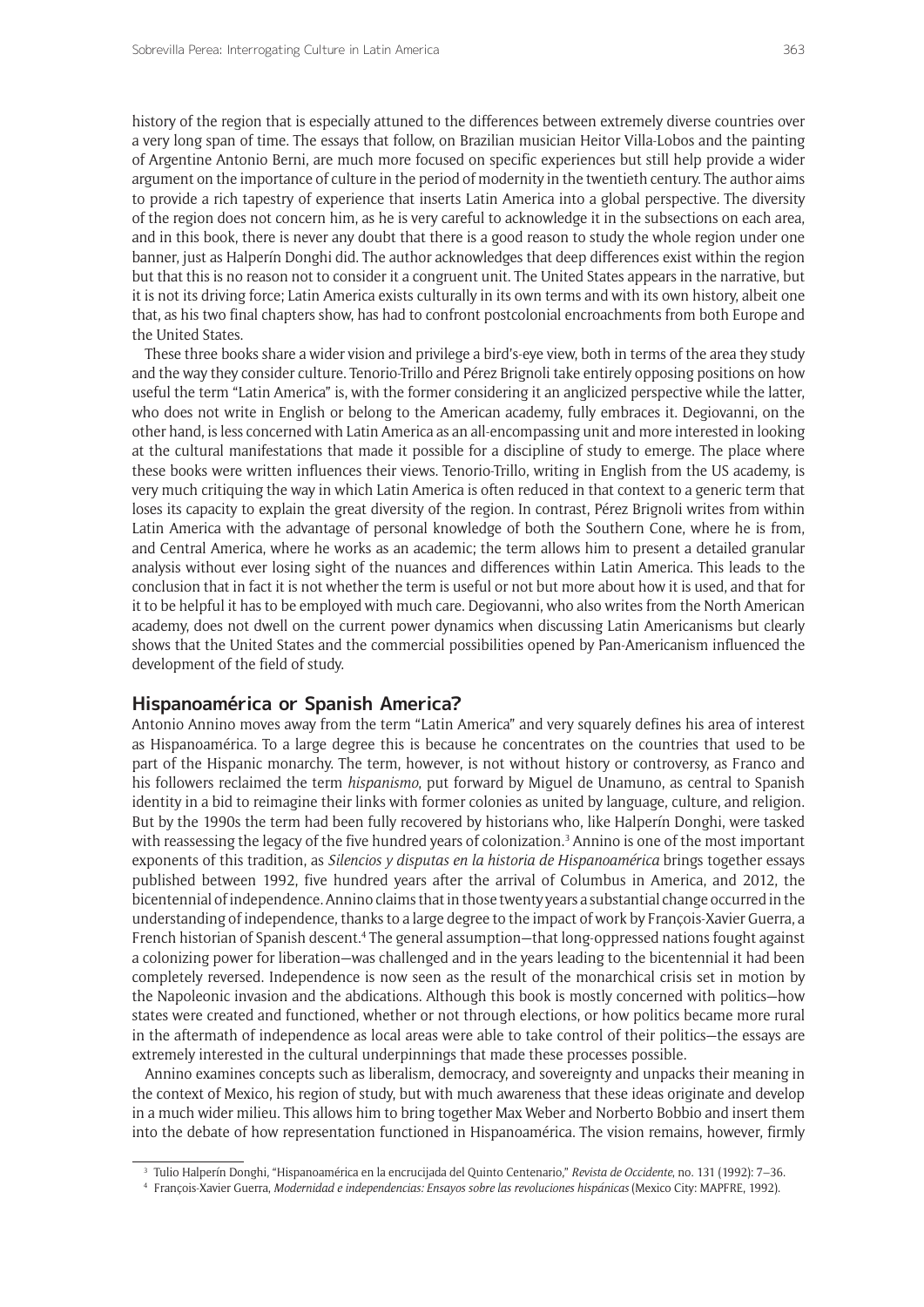history of the region that is especially attuned to the differences between extremely diverse countries over a very long span of time. The essays that follow, on Brazilian musician Heitor Villa-Lobos and the painting of Argentine Antonio Berni, are much more focused on specific experiences but still help provide a wider argument on the importance of culture in the period of modernity in the twentieth century. The author aims to provide a rich tapestry of experience that inserts Latin America into a global perspective. The diversity of the region does not concern him, as he is very careful to acknowledge it in the subsections on each area, and in this book, there is never any doubt that there is a good reason to study the whole region under one banner, just as Halperín Donghi did. The author acknowledges that deep differences exist within the region but that this is no reason not to consider it a congruent unit. The United States appears in the narrative, but it is not its driving force; Latin America exists culturally in its own terms and with its own history, albeit one that, as his two final chapters show, has had to confront postcolonial encroachments from both Europe and the United States.

These three books share a wider vision and privilege a bird's-eye view, both in terms of the area they study and the way they consider culture. Tenorio-Trillo and Pérez Brignoli take entirely opposing positions on how useful the term "Latin America" is, with the former considering it an anglicized perspective while the latter, who does not write in English or belong to the American academy, fully embraces it. Degiovanni, on the other hand, is less concerned with Latin America as an all-encompassing unit and more interested in looking at the cultural manifestations that made it possible for a discipline of study to emerge. The place where these books were written influences their views. Tenorio-Trillo, writing in English from the US academy, is very much critiquing the way in which Latin America is often reduced in that context to a generic term that loses its capacity to explain the great diversity of the region. In contrast, Pérez Brignoli writes from within Latin America with the advantage of personal knowledge of both the Southern Cone, where he is from, and Central America, where he works as an academic; the term allows him to present a detailed granular analysis without ever losing sight of the nuances and differences within Latin America. This leads to the conclusion that in fact it is not whether the term is useful or not but more about how it is used, and that for it to be helpful it has to be employed with much care. Degiovanni, who also writes from the North American academy, does not dwell on the current power dynamics when discussing Latin Americanisms but clearly shows that the United States and the commercial possibilities opened by Pan-Americanism influenced the development of the field of study.

## Hispanoamérica or Spanish America?

Antonio Annino moves away from the term "Latin America" and very squarely defines his area of interest as Hispanoamérica. To a large degree this is because he concentrates on the countries that used to be part of the Hispanic monarchy. The term, however, is not without history or controversy, as Franco and his followers reclaimed the term *hispanismo*, put forward by Miguel de Unamuno, as central to Spanish identity in a bid to reimagine their links with former colonies as united by language, culture, and religion. But by the 1990s the term had been fully recovered by historians who, like Halperín Donghi, were tasked with reassessing the legacy of the five hundred years of colonization.[3] Annino is one of the most important exponents of this tradition, as *Silencios y disputas en la historia de Hispanoamérica* brings together essays published between 1992, five hundred years after the arrival of Columbus in America, and 2012, the bicentennial of independence. Annino claims that in those twenty years a substantial change occurred in the understanding of independence, thanks to a large degree to the impact of work by François-Xavier Guerra, a French historian of Spanish descent.[4] The general assumption—that long-oppressed nations fought against a colonizing power for liberation—was challenged and in the years leading to the bicentennial it had been completely reversed. Independence is now seen as the result of the monarchical crisis set in motion by the Napoleonic invasion and the abdications. Although this book is mostly concerned with politics—how states were created and functioned, whether or not through elections, or how politics became more rural in the aftermath of independence as local areas were able to take control of their politics—the essays are extremely interested in the cultural underpinnings that made these processes possible.

Annino examines concepts such as liberalism, democracy, and sovereignty and unpacks their meaning in the context of Mexico, his region of study, but with much awareness that these ideas originate and develop in a much wider milieu. This allows him to bring together Max Weber and Norberto Bobbio and insert them into the debate of how representation functioned in Hispanoamérica. The vision remains, however, firmly

---

[3] Tulio Halperín Donghi, "Hispanoamérica en la encrucijada del Quinto Centenario," *Revista de Occidente*, no. 131 (1992): 7–36.

[4] François-Xavier Guerra, *Modernidad e independencias: Ensayos sobre las revoluciones hispánicas* (Mexico City: MAPFRE, 1992).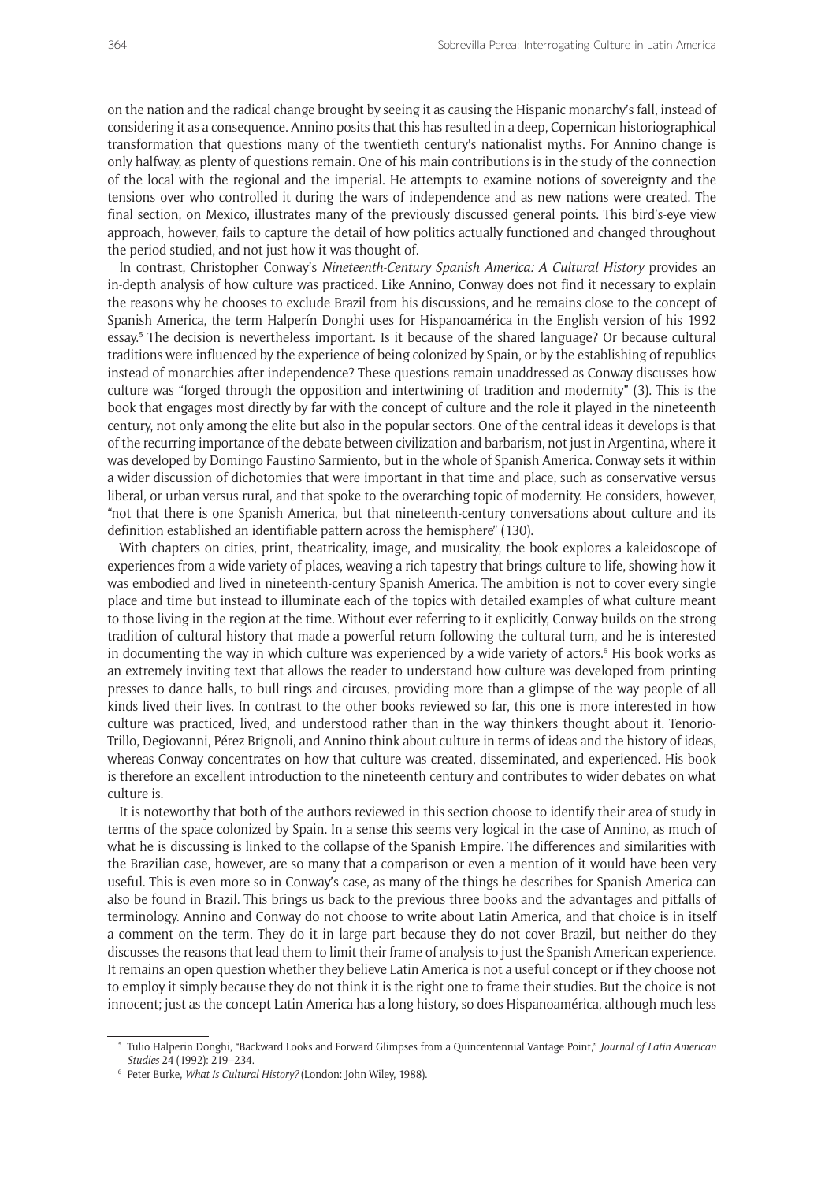on the nation and the radical change brought by seeing it as causing the Hispanic monarchy's fall, instead of considering it as a consequence. Annino posits that this has resulted in a deep, Copernican historiographical transformation that questions many of the twentieth century's nationalist myths. For Annino change is only halfway, as plenty of questions remain. One of his main contributions is in the study of the connection of the local with the regional and the imperial. He attempts to examine notions of sovereignty and the tensions over who controlled it during the wars of independence and as new nations were created. The final section, on Mexico, illustrates many of the previously discussed general points. This bird's-eye view approach, however, fails to capture the detail of how politics actually functioned and changed throughout the period studied, and not just how it was thought of.

In contrast, Christopher Conway's *Nineteenth-Century Spanish America: A Cultural History* provides an in-depth analysis of how culture was practiced. Like Annino, Conway does not find it necessary to explain the reasons why he chooses to exclude Brazil from his discussions, and he remains close to the concept of Spanish America, the term Halperín Donghi uses for Hispanoamérica in the English version of his 1992 essay.[5] The decision is nevertheless important. Is it because of the shared language? Or because cultural traditions were influenced by the experience of being colonized by Spain, or by the establishing of republics instead of monarchies after independence? These questions remain unaddressed as Conway discusses how culture was "forged through the opposition and intertwining of tradition and modernity" (3). This is the book that engages most directly by far with the concept of culture and the role it played in the nineteenth century, not only among the elite but also in the popular sectors. One of the central ideas it develops is that of the recurring importance of the debate between civilization and barbarism, not just in Argentina, where it was developed by Domingo Faustino Sarmiento, but in the whole of Spanish America. Conway sets it within a wider discussion of dichotomies that were important in that time and place, such as conservative versus liberal, or urban versus rural, and that spoke to the overarching topic of modernity. He considers, however, "not that there is one Spanish America, but that nineteenth-century conversations about culture and its definition established an identifiable pattern across the hemisphere" (130).

With chapters on cities, print, theatricality, image, and musicality, the book explores a kaleidoscope of experiences from a wide variety of places, weaving a rich tapestry that brings culture to life, showing how it was embodied and lived in nineteenth-century Spanish America. The ambition is not to cover every single place and time but instead to illuminate each of the topics with detailed examples of what culture meant to those living in the region at the time. Without ever referring to it explicitly, Conway builds on the strong tradition of cultural history that made a powerful return following the cultural turn, and he is interested in documenting the way in which culture was experienced by a wide variety of actors.[6] His book works as an extremely inviting text that allows the reader to understand how culture was developed from printing presses to dance halls, to bull rings and circuses, providing more than a glimpse of the way people of all kinds lived their lives. In contrast to the other books reviewed so far, this one is more interested in how culture was practiced, lived, and understood rather than in the way thinkers thought about it. Tenorio-Trillo, Degiovanni, Pérez Brignoli, and Annino think about culture in terms of ideas and the history of ideas, whereas Conway concentrates on how that culture was created, disseminated, and experienced. His book is therefore an excellent introduction to the nineteenth century and contributes to wider debates on what culture is.

It is noteworthy that both of the authors reviewed in this section choose to identify their area of study in terms of the space colonized by Spain. In a sense this seems very logical in the case of Annino, as much of what he is discussing is linked to the collapse of the Spanish Empire. The differences and similarities with the Brazilian case, however, are so many that a comparison or even a mention of it would have been very useful. This is even more so in Conway's case, as many of the things he describes for Spanish America can also be found in Brazil. This brings us back to the previous three books and the advantages and pitfalls of terminology. Annino and Conway do not choose to write about Latin America, and that choice is in itself a comment on the term. They do it in large part because they do not cover Brazil, but neither do they discusses the reasons that lead them to limit their frame of analysis to just the Spanish American experience. It remains an open question whether they believe Latin America is not a useful concept or if they choose not to employ it simply because they do not think it is the right one to frame their studies. But the choice is not innocent; just as the concept Latin America has a long history, so does Hispanoamérica, although much less

[5] Tulio Halperin Donghi, "Backward Looks and Forward Glimpses from a Quincentennial Vantage Point," *Journal of Latin American Studies* 24 (1992): 219–234.

[6] Peter Burke, *What Is Cultural History?* (London: John Wiley, 1988).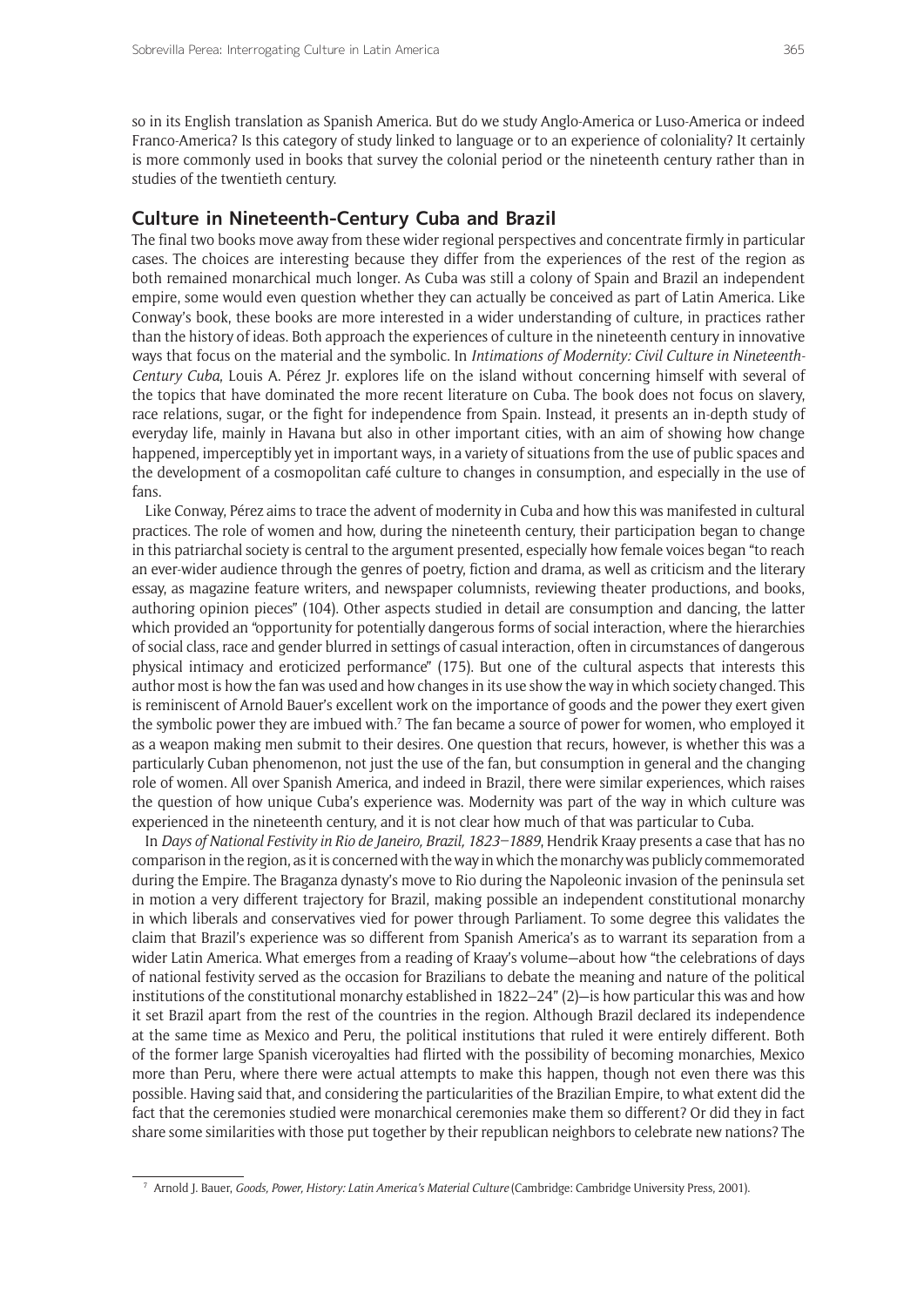so in its English translation as Spanish America. But do we study Anglo-America or Luso-America or indeed Franco-America? Is this category of study linked to language or to an experience of coloniality? It certainly is more commonly used in books that survey the colonial period or the nineteenth century rather than in studies of the twentieth century.

## Culture in Nineteenth-Century Cuba and Brazil

The final two books move away from these wider regional perspectives and concentrate firmly in particular cases. The choices are interesting because they differ from the experiences of the rest of the region as both remained monarchical much longer. As Cuba was still a colony of Spain and Brazil an independent empire, some would even question whether they can actually be conceived as part of Latin America. Like Conway's book, these books are more interested in a wider understanding of culture, in practices rather than the history of ideas. Both approach the experiences of culture in the nineteenth century in innovative ways that focus on the material and the symbolic. In *Intimations of Modernity: Civil Culture in Nineteenth-Century Cuba*, Louis A. Pérez Jr. explores life on the island without concerning himself with several of the topics that have dominated the more recent literature on Cuba. The book does not focus on slavery, race relations, sugar, or the fight for independence from Spain. Instead, it presents an in-depth study of everyday life, mainly in Havana but also in other important cities, with an aim of showing how change happened, imperceptibly yet in important ways, in a variety of situations from the use of public spaces and the development of a cosmopolitan café culture to changes in consumption, and especially in the use of fans.

Like Conway, Pérez aims to trace the advent of modernity in Cuba and how this was manifested in cultural practices. The role of women and how, during the nineteenth century, their participation began to change in this patriarchal society is central to the argument presented, especially how female voices began "to reach an ever-wider audience through the genres of poetry, fiction and drama, as well as criticism and the literary essay, as magazine feature writers, and newspaper columnists, reviewing theater productions, and books, authoring opinion pieces" (104). Other aspects studied in detail are consumption and dancing, the latter which provided an "opportunity for potentially dangerous forms of social interaction, where the hierarchies of social class, race and gender blurred in settings of casual interaction, often in circumstances of dangerous physical intimacy and eroticized performance" (175). But one of the cultural aspects that interests this author most is how the fan was used and how changes in its use show the way in which society changed. This is reminiscent of Arnold Bauer's excellent work on the importance of goods and the power they exert given the symbolic power they are imbued with.[7] The fan became a source of power for women, who employed it as a weapon making men submit to their desires. One question that recurs, however, is whether this was a particularly Cuban phenomenon, not just the use of the fan, but consumption in general and the changing role of women. All over Spanish America, and indeed in Brazil, there were similar experiences, which raises the question of how unique Cuba's experience was. Modernity was part of the way in which culture was experienced in the nineteenth century, and it is not clear how much of that was particular to Cuba.

In *Days of National Festivity in Rio de Janeiro, Brazil, 1823–1889*, Hendrik Kraay presents a case that has no comparison in the region, as it is concerned with the way in which the monarchy was publicly commemorated during the Empire. The Braganza dynasty's move to Rio during the Napoleonic invasion of the peninsula set in motion a very different trajectory for Brazil, making possible an independent constitutional monarchy in which liberals and conservatives vied for power through Parliament. To some degree this validates the claim that Brazil's experience was so different from Spanish America's as to warrant its separation from a wider Latin America. What emerges from a reading of Kraay's volume—about how "the celebrations of days of national festivity served as the occasion for Brazilians to debate the meaning and nature of the political institutions of the constitutional monarchy established in 1822–24" (2)—is how particular this was and how it set Brazil apart from the rest of the countries in the region. Although Brazil declared its independence at the same time as Mexico and Peru, the political institutions that ruled it were entirely different. Both of the former large Spanish viceroyalties had flirted with the possibility of becoming monarchies, Mexico more than Peru, where there were actual attempts to make this happen, though not even there was this possible. Having said that, and considering the particularities of the Brazilian Empire, to what extent did the fact that the ceremonies studied were monarchical ceremonies make them so different? Or did they in fact share some similarities with those put together by their republican neighbors to celebrate new nations? The

[7] Arnold J. Bauer, *Goods, Power, History: Latin America's Material Culture* (Cambridge: Cambridge University Press, 2001).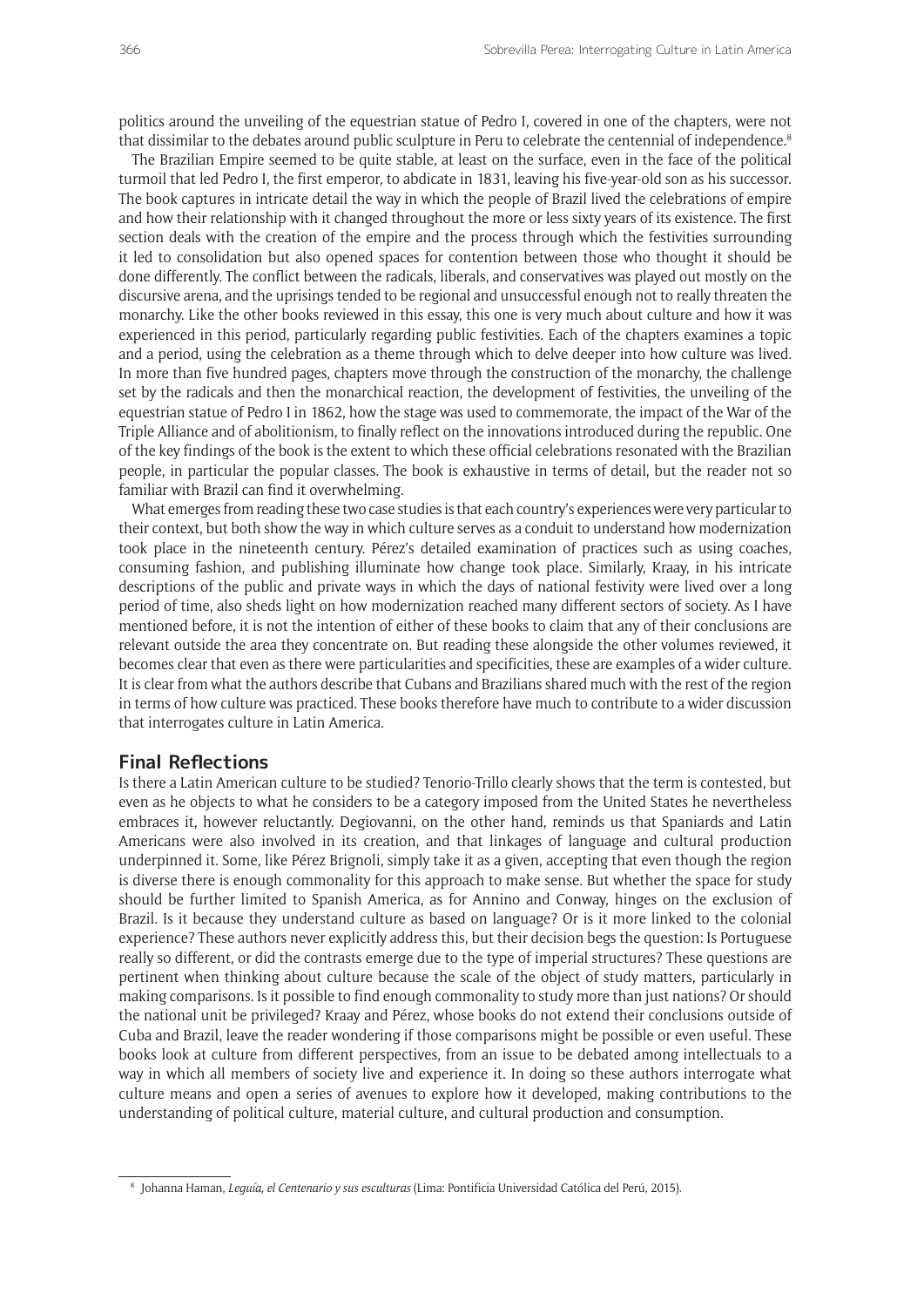politics around the unveiling of the equestrian statue of Pedro I, covered in one of the chapters, were not that dissimilar to the debates around public sculpture in Peru to celebrate the centennial of independence.[8]

The Brazilian Empire seemed to be quite stable, at least on the surface, even in the face of the political turmoil that led Pedro I, the first emperor, to abdicate in 1831, leaving his five-year-old son as his successor. The book captures in intricate detail the way in which the people of Brazil lived the celebrations of empire and how their relationship with it changed throughout the more or less sixty years of its existence. The first section deals with the creation of the empire and the process through which the festivities surrounding it led to consolidation but also opened spaces for contention between those who thought it should be done differently. The conflict between the radicals, liberals, and conservatives was played out mostly on the discursive arena, and the uprisings tended to be regional and unsuccessful enough not to really threaten the monarchy. Like the other books reviewed in this essay, this one is very much about culture and how it was experienced in this period, particularly regarding public festivities. Each of the chapters examines a topic and a period, using the celebration as a theme through which to delve deeper into how culture was lived. In more than five hundred pages, chapters move through the construction of the monarchy, the challenge set by the radicals and then the monarchical reaction, the development of festivities, the unveiling of the equestrian statue of Pedro I in 1862, how the stage was used to commemorate, the impact of the War of the Triple Alliance and of abolitionism, to finally reflect on the innovations introduced during the republic. One of the key findings of the book is the extent to which these official celebrations resonated with the Brazilian people, in particular the popular classes. The book is exhaustive in terms of detail, but the reader not so familiar with Brazil can find it overwhelming.

What emerges from reading these two case studies is that each country's experiences were very particular to their context, but both show the way in which culture serves as a conduit to understand how modernization took place in the nineteenth century. Pérez's detailed examination of practices such as using coaches, consuming fashion, and publishing illuminate how change took place. Similarly, Kraay, in his intricate descriptions of the public and private ways in which the days of national festivity were lived over a long period of time, also sheds light on how modernization reached many different sectors of society. As I have mentioned before, it is not the intention of either of these books to claim that any of their conclusions are relevant outside the area they concentrate on. But reading these alongside the other volumes reviewed, it becomes clear that even as there were particularities and specificities, these are examples of a wider culture. It is clear from what the authors describe that Cubans and Brazilians shared much with the rest of the region in terms of how culture was practiced. These books therefore have much to contribute to a wider discussion that interrogates culture in Latin America.

## Final Reflections

Is there a Latin American culture to be studied? Tenorio-Trillo clearly shows that the term is contested, but even as he objects to what he considers to be a category imposed from the United States he nevertheless embraces it, however reluctantly. Degiovanni, on the other hand, reminds us that Spaniards and Latin Americans were also involved in its creation, and that linkages of language and cultural production underpinned it. Some, like Pérez Brignoli, simply take it as a given, accepting that even though the region is diverse there is enough commonality for this approach to make sense. But whether the space for study should be further limited to Spanish America, as for Annino and Conway, hinges on the exclusion of Brazil. Is it because they understand culture as based on language? Or is it more linked to the colonial experience? These authors never explicitly address this, but their decision begs the question: Is Portuguese really so different, or did the contrasts emerge due to the type of imperial structures? These questions are pertinent when thinking about culture because the scale of the object of study matters, particularly in making comparisons. Is it possible to find enough commonality to study more than just nations? Or should the national unit be privileged? Kraay and Pérez, whose books do not extend their conclusions outside of Cuba and Brazil, leave the reader wondering if those comparisons might be possible or even useful. These books look at culture from different perspectives, from an issue to be debated among intellectuals to a way in which all members of society live and experience it. In doing so these authors interrogate what culture means and open a series of avenues to explore how it developed, making contributions to the understanding of political culture, material culture, and cultural production and consumption.

---

[8] Johanna Haman, *Leguía, el Centenario y sus esculturas* (Lima: Pontificia Universidad Católica del Perú, 2015).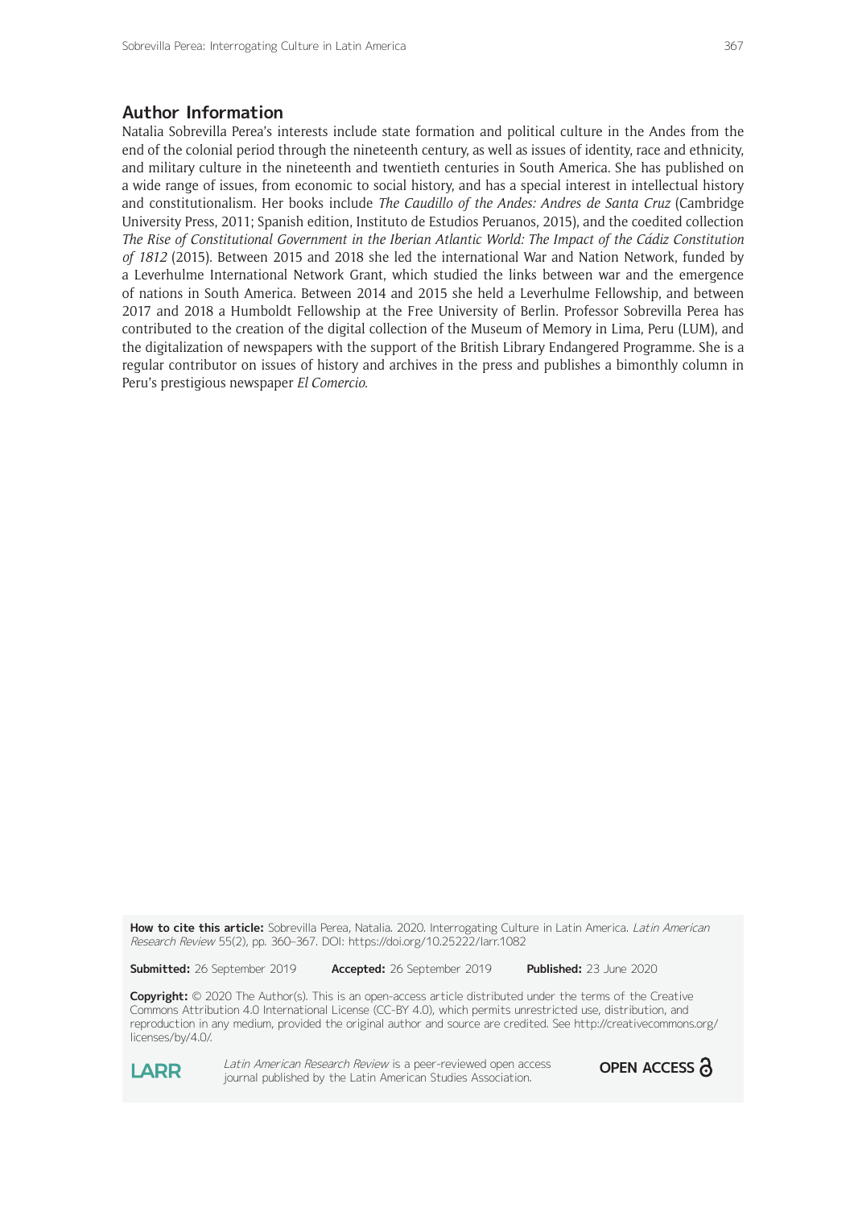## Author Information

Natalia Sobrevilla Perea's interests include state formation and political culture in the Andes from the end of the colonial period through the nineteenth century, as well as issues of identity, race and ethnicity, and military culture in the nineteenth and twentieth centuries in South America. She has published on a wide range of issues, from economic to social history, and has a special interest in intellectual history and constitutionalism. Her books include *The Caudillo of the Andes: Andres de Santa Cruz* (Cambridge University Press, 2011; Spanish edition, Instituto de Estudios Peruanos, 2015), and the coedited collection *The Rise of Constitutional Government in the Iberian Atlantic World: The Impact of the Cádiz Constitution of 1812* (2015). Between 2015 and 2018 she led the international War and Nation Network, funded by a Leverhulme International Network Grant, which studied the links between war and the emergence of nations in South America. Between 2014 and 2015 she held a Leverhulme Fellowship, and between 2017 and 2018 a Humboldt Fellowship at the Free University of Berlin. Professor Sobrevilla Perea has contributed to the creation of the digital collection of the Museum of Memory in Lima, Peru (LUM), and the digitalization of newspapers with the support of the British Library Endangered Programme. She is a regular contributor on issues of history and archives in the press and publishes a bimonthly column in Peru's prestigious newspaper *El Comercio*.

**How to cite this article:** Sobrevilla Perea, Natalia. 2020. Interrogating Culture in Latin America. *Latin American Research Review* 55(2), pp. 360–367. DOI: https://doi.org/10.25222/larr.1082

**Submitted:** 26 September 2019 **Accepted:** 26 September 2019 **Published:** 23 June 2020

**Copyright:** © 2020 The Author(s). This is an open-access article distributed under the terms of the Creative Commons Attribution 4.0 International License (CC-BY 4.0), which permits unrestricted use, distribution, and reproduction in any medium, provided the original author and source are credited. See http://creativecommons.org/licenses/by/4.0/.

LARR *Latin American Research Review* is a peer-reviewed open access journal published by the Latin American Studies Association. OPEN ACCESS